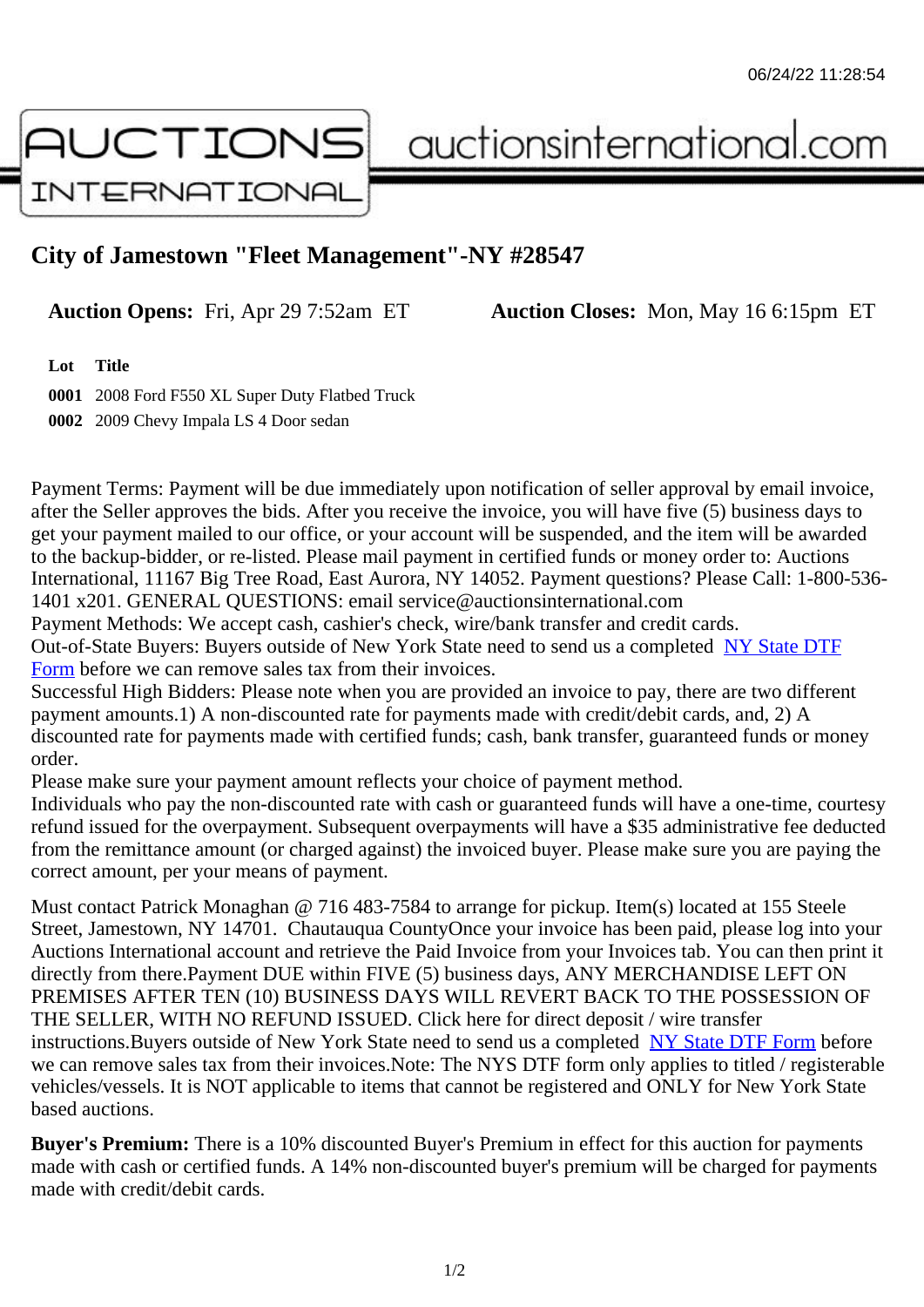# City of Jamestown "Fleet Management"-NY #28547

**Auction Opens:** Fri, Apr 29 7:52am ET **Auction Closes:** Mon, May 16 6:15pm ET

| Lot | Title |
| --- | --- |
| 0001 | 2008 Ford F550 XL Super Duty Flatbed Truck |
| 0002 | 2009 Chevy Impala LS 4 Door sedan |

Payment Terms: Payment will be due immediately upon notification of seller approval by email invoice, after the Seller approves the bids. After you receive the invoice, you will have five (5) business days to get your payment mailed to our office, or your account will be suspended, and the item will be awarded to the backup-bidder, or re-listed. Please mail payment in certified funds or money order to: Auctions International, 11167 Big Tree Road, East Aurora, NY 14052. Payment questions? Please Call: 1-800-536-1401 x201. GENERAL QUESTIONS: email service@auctionsinternational.com
Payment Methods: We accept cash, cashier's check, wire/bank transfer and credit cards.
Out-of-State Buyers: Buyers outside of New York State need to send us a completed NY State DTF Form before we can remove sales tax from their invoices.
Successful High Bidders: Please note when you are provided an invoice to pay, there are two different payment amounts.1) A non-discounted rate for payments made with credit/debit cards, and, 2) A discounted rate for payments made with certified funds; cash, bank transfer, guaranteed funds or money order.
Please make sure your payment amount reflects your choice of payment method.
Individuals who pay the non-discounted rate with cash or guaranteed funds will have a one-time, courtesy refund issued for the overpayment. Subsequent overpayments will have a $35 administrative fee deducted from the remittance amount (or charged against) the invoiced buyer. Please make sure you are paying the correct amount, per your means of payment.

Must contact Patrick Monaghan @ 716 483-7584 to arrange for pickup. Item(s) located at 155 Steele Street, Jamestown, NY 14701. Chautauqua CountyOnce your invoice has been paid, please log into your Auctions International account and retrieve the Paid Invoice from your Invoices tab. You can then print it directly from there.Payment DUE within FIVE (5) business days, ANY MERCHANDISE LEFT ON PREMISES AFTER TEN (10) BUSINESS DAYS WILL REVERT BACK TO THE POSSESSION OF THE SELLER, WITH NO REFUND ISSUED. Click here for direct deposit / wire transfer instructions.Buyers outside of New York State need to send us a completed NY State DTF Form before we can remove sales tax from their invoices.Note: The NYS DTF form only applies to titled / registerable vehicles/vessels. It is NOT applicable to items that cannot be registered and ONLY for New York State based auctions.

**Buyer's Premium:** There is a 10% discounted Buyer's Premium in effect for this auction for payments made with cash or certified funds. A 14% non-discounted buyer's premium will be charged for payments made with credit/debit cards.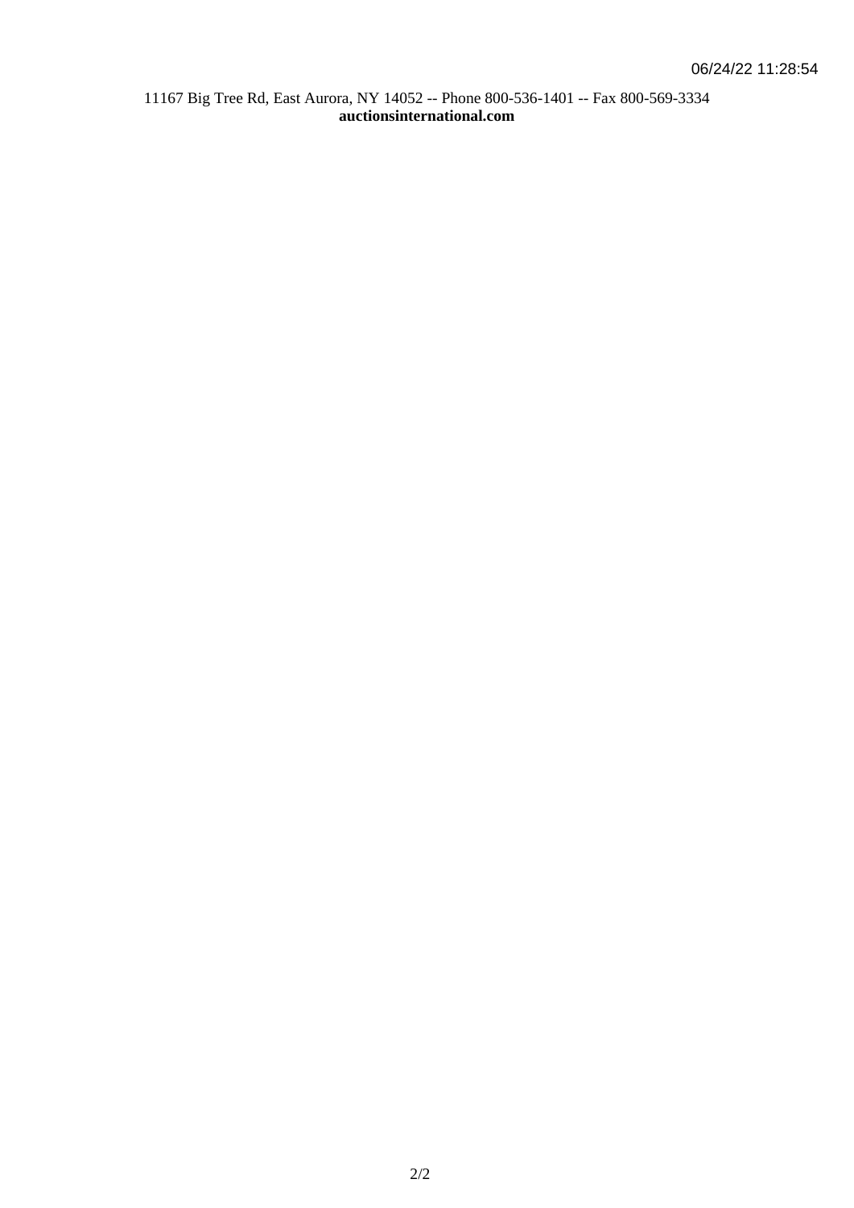11167 Big Tree Rd, East Aurora, NY 14052 -- Phone 800-536-1401 -- Fax 800-569-3334

**auctionsinternational.com**